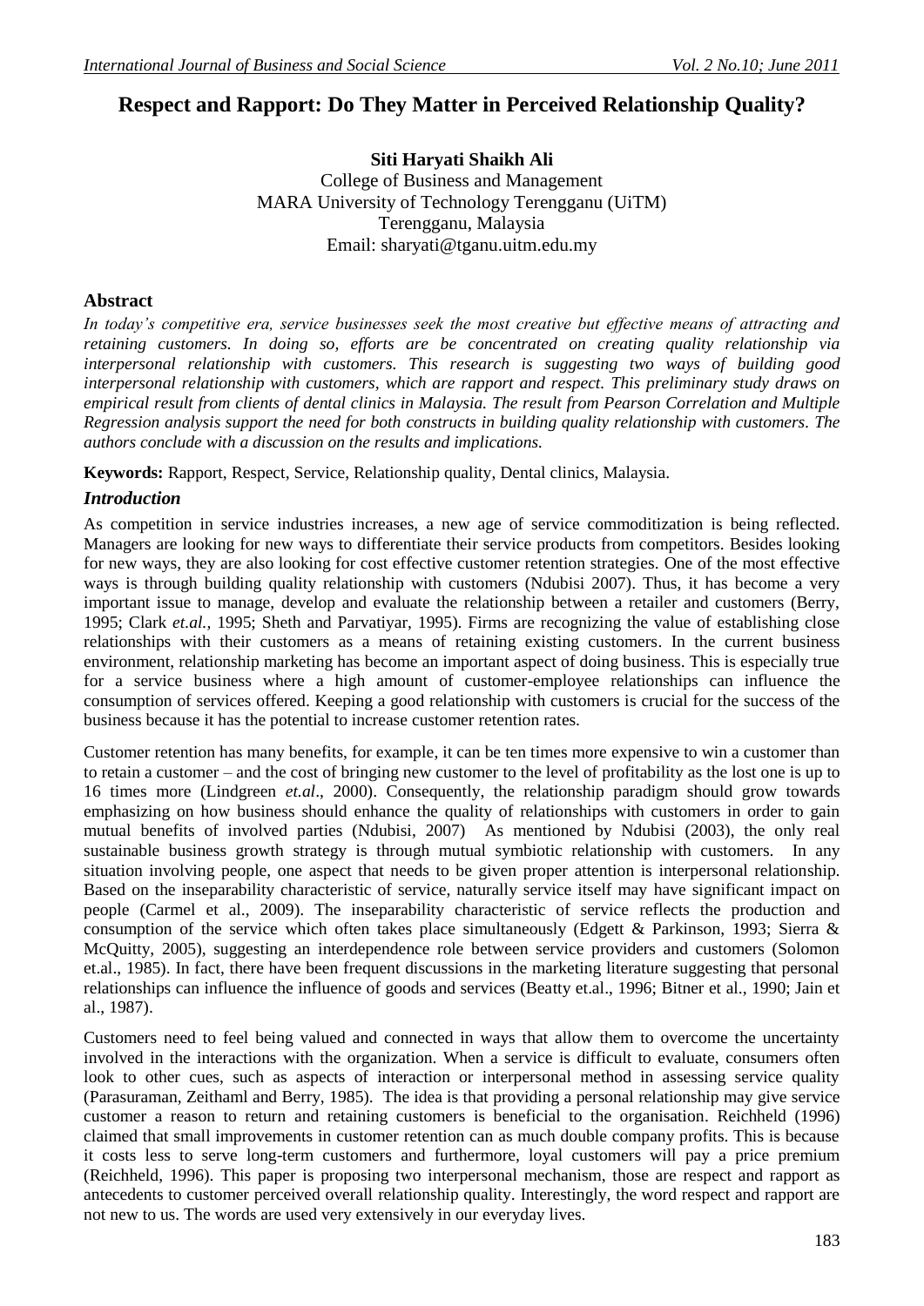# Respect and Rapport: Do They Matter in Perceived Relationship Quality?

**Siti Haryati Shaikh Ali**
College of Business and Management
MARA University of Technology Terengganu (UiTM)
Terengganu, Malaysia
Email: sharyati@tganu.uitm.edu.my

## Abstract

*In today's competitive era, service businesses seek the most creative but effective means of attracting and retaining customers. In doing so, efforts are be concentrated on creating quality relationship via interpersonal relationship with customers. This research is suggesting two ways of building good interpersonal relationship with customers, which are rapport and respect. This preliminary study draws on empirical result from clients of dental clinics in Malaysia. The result from Pearson Correlation and Multiple Regression analysis support the need for both constructs in building quality relationship with customers. The authors conclude with a discussion on the results and implications.*

**Keywords:** Rapport, Respect, Service, Relationship quality, Dental clinics, Malaysia.

## *Introduction*

As competition in service industries increases, a new age of service commoditization is being reflected. Managers are looking for new ways to differentiate their service products from competitors. Besides looking for new ways, they are also looking for cost effective customer retention strategies. One of the most effective ways is through building quality relationship with customers (Ndubisi 2007). Thus, it has become a very important issue to manage, develop and evaluate the relationship between a retailer and customers (Berry, 1995; Clark *et.al.,* 1995; Sheth and Parvatiyar, 1995). Firms are recognizing the value of establishing close relationships with their customers as a means of retaining existing customers. In the current business environment, relationship marketing has become an important aspect of doing business. This is especially true for a service business where a high amount of customer-employee relationships can influence the consumption of services offered. Keeping a good relationship with customers is crucial for the success of the business because it has the potential to increase customer retention rates.

Customer retention has many benefits, for example, it can be ten times more expensive to win a customer than to retain a customer – and the cost of bringing new customer to the level of profitability as the lost one is up to 16 times more (Lindgreen *et.al*., 2000). Consequently, the relationship paradigm should grow towards emphasizing on how business should enhance the quality of relationships with customers in order to gain mutual benefits of involved parties (Ndubisi, 2007) As mentioned by Ndubisi (2003), the only real sustainable business growth strategy is through mutual symbiotic relationship with customers. In any situation involving people, one aspect that needs to be given proper attention is interpersonal relationship. Based on the inseparability characteristic of service, naturally service itself may have significant impact on people (Carmel et al., 2009). The inseparability characteristic of service reflects the production and consumption of the service which often takes place simultaneously (Edgett & Parkinson, 1993; Sierra & McQuitty, 2005), suggesting an interdependence role between service providers and customers (Solomon et.al., 1985). In fact, there have been frequent discussions in the marketing literature suggesting that personal relationships can influence the influence of goods and services (Beatty et.al., 1996; Bitner et al., 1990; Jain et al., 1987).

Customers need to feel being valued and connected in ways that allow them to overcome the uncertainty involved in the interactions with the organization. When a service is difficult to evaluate, consumers often look to other cues, such as aspects of interaction or interpersonal method in assessing service quality (Parasuraman, Zeithaml and Berry, 1985). The idea is that providing a personal relationship may give service customer a reason to return and retaining customers is beneficial to the organisation. Reichheld (1996) claimed that small improvements in customer retention can as much double company profits. This is because it costs less to serve long-term customers and furthermore, loyal customers will pay a price premium (Reichheld, 1996). This paper is proposing two interpersonal mechanism, those are respect and rapport as antecedents to customer perceived overall relationship quality. Interestingly, the word respect and rapport are not new to us. The words are used very extensively in our everyday lives.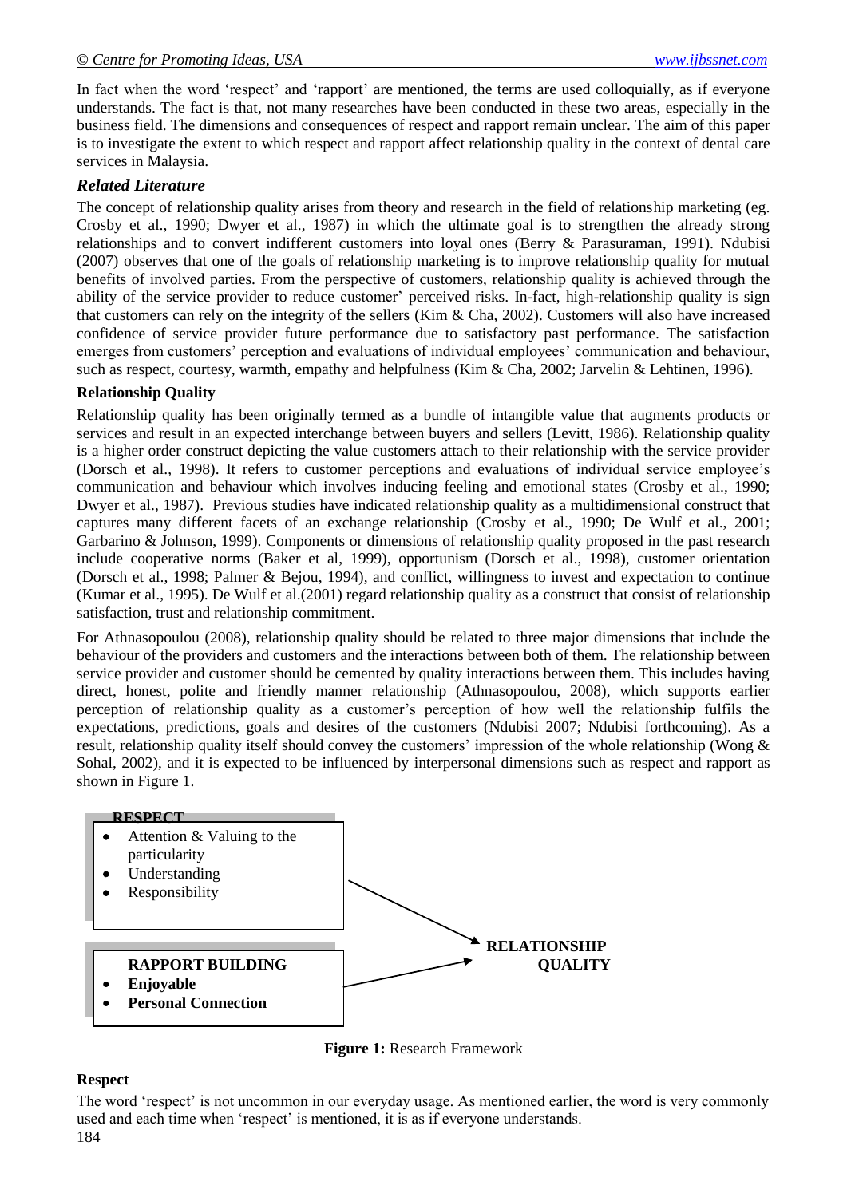In fact when the word 'respect' and 'rapport' are mentioned, the terms are used colloquially, as if everyone understands. The fact is that, not many researches have been conducted in these two areas, especially in the business field. The dimensions and consequences of respect and rapport remain unclear. The aim of this paper is to investigate the extent to which respect and rapport affect relationship quality in the context of dental care services in Malaysia.

### *Related Literature*

The concept of relationship quality arises from theory and research in the field of relationship marketing (eg. Crosby et al., 1990; Dwyer et al., 1987) in which the ultimate goal is to strengthen the already strong relationships and to convert indifferent customers into loyal ones (Berry & Parasuraman, 1991). Ndubisi (2007) observes that one of the goals of relationship marketing is to improve relationship quality for mutual benefits of involved parties. From the perspective of customers, relationship quality is achieved through the ability of the service provider to reduce customer' perceived risks. In-fact, high-relationship quality is sign that customers can rely on the integrity of the sellers (Kim & Cha, 2002). Customers will also have increased confidence of service provider future performance due to satisfactory past performance. The satisfaction emerges from customers' perception and evaluations of individual employees' communication and behaviour, such as respect, courtesy, warmth, empathy and helpfulness (Kim & Cha, 2002; Jarvelin & Lehtinen, 1996).

**Relationship Quality**

Relationship quality has been originally termed as a bundle of intangible value that augments products or services and result in an expected interchange between buyers and sellers (Levitt, 1986). Relationship quality is a higher order construct depicting the value customers attach to their relationship with the service provider (Dorsch et al., 1998). It refers to customer perceptions and evaluations of individual service employee's communication and behaviour which involves inducing feeling and emotional states (Crosby et al., 1990; Dwyer et al., 1987). Previous studies have indicated relationship quality as a multidimensional construct that captures many different facets of an exchange relationship (Crosby et al., 1990; De Wulf et al., 2001; Garbarino & Johnson, 1999). Components or dimensions of relationship quality proposed in the past research include cooperative norms (Baker et al, 1999), opportunism (Dorsch et al., 1998), customer orientation (Dorsch et al., 1998; Palmer & Bejou, 1994), and conflict, willingness to invest and expectation to continue (Kumar et al., 1995). De Wulf et al.(2001) regard relationship quality as a construct that consist of relationship satisfaction, trust and relationship commitment.

For Athnasopoulou (2008), relationship quality should be related to three major dimensions that include the behaviour of the providers and customers and the interactions between both of them. The relationship between service provider and customer should be cemented by quality interactions between them. This includes having direct, honest, polite and friendly manner relationship (Athnasopoulou, 2008), which supports earlier perception of relationship quality as a customer's perception of how well the relationship fulfils the expectations, predictions, goals and desires of the customers (Ndubisi 2007; Ndubisi forthcoming). As a result, relationship quality itself should convey the customers' impression of the whole relationship (Wong & Sohal, 2002), and it is expected to be influenced by interpersonal dimensions such as respect and rapport as shown in Figure 1.

**RESPECT**
- Attention & Valuing to the particularity
- Understanding
- Responsibility

**RAPPORT BUILDING**
- **Enjoyable**
- **Personal Connection**

→ **RELATIONSHIP QUALITY**

**Figure 1:** Research Framework

**Respect**

The word 'respect' is not uncommon in our everyday usage. As mentioned earlier, the word is very commonly used and each time when 'respect' is mentioned, it is as if everyone understands.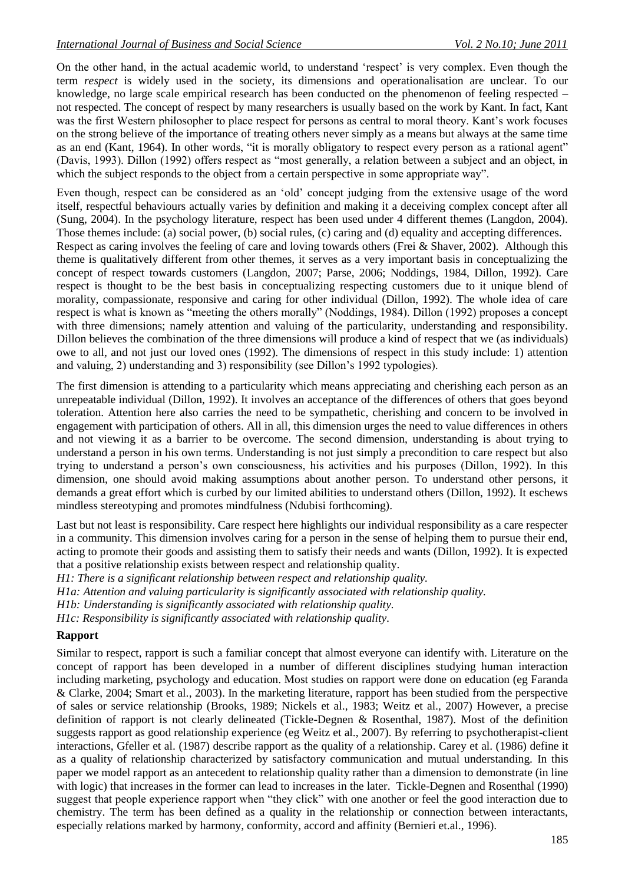On the other hand, in the actual academic world, to understand 'respect' is very complex. Even though the term *respect* is widely used in the society, its dimensions and operationalisation are unclear. To our knowledge, no large scale empirical research has been conducted on the phenomenon of feeling respected – not respected. The concept of respect by many researchers is usually based on the work by Kant. In fact, Kant was the first Western philosopher to place respect for persons as central to moral theory. Kant's work focuses on the strong believe of the importance of treating others never simply as a means but always at the same time as an end (Kant, 1964). In other words, "it is morally obligatory to respect every person as a rational agent" (Davis, 1993). Dillon (1992) offers respect as "most generally, a relation between a subject and an object, in which the subject responds to the object from a certain perspective in some appropriate way".

Even though, respect can be considered as an 'old' concept judging from the extensive usage of the word itself, respectful behaviours actually varies by definition and making it a deceiving complex concept after all (Sung, 2004). In the psychology literature, respect has been used under 4 different themes (Langdon, 2004). Those themes include: (a) social power, (b) social rules, (c) caring and (d) equality and accepting differences.
Respect as caring involves the feeling of care and loving towards others (Frei & Shaver, 2002). Although this theme is qualitatively different from other themes, it serves as a very important basis in conceptualizing the concept of respect towards customers (Langdon, 2007; Parse, 2006; Noddings, 1984, Dillon, 1992). Care respect is thought to be the best basis in conceptualizing respecting customers due to it unique blend of morality, compassionate, responsive and caring for other individual (Dillon, 1992). The whole idea of care respect is what is known as "meeting the others morally" (Noddings, 1984). Dillon (1992) proposes a concept with three dimensions; namely attention and valuing of the particularity, understanding and responsibility. Dillon believes the combination of the three dimensions will produce a kind of respect that we (as individuals) owe to all, and not just our loved ones (1992). The dimensions of respect in this study include: 1) attention and valuing, 2) understanding and 3) responsibility (see Dillon's 1992 typologies).

The first dimension is attending to a particularity which means appreciating and cherishing each person as an unrepeatable individual (Dillon, 1992). It involves an acceptance of the differences of others that goes beyond toleration. Attention here also carries the need to be sympathetic, cherishing and concern to be involved in engagement with participation of others. All in all, this dimension urges the need to value differences in others and not viewing it as a barrier to be overcome. The second dimension, understanding is about trying to understand a person in his own terms. Understanding is not just simply a precondition to care respect but also trying to understand a person's own consciousness, his activities and his purposes (Dillon, 1992). In this dimension, one should avoid making assumptions about another person. To understand other persons, it demands a great effort which is curbed by our limited abilities to understand others (Dillon, 1992). It eschews mindless stereotyping and promotes mindfulness (Ndubisi forthcoming).

Last but not least is responsibility. Care respect here highlights our individual responsibility as a care respecter in a community. This dimension involves caring for a person in the sense of helping them to pursue their end, acting to promote their goods and assisting them to satisfy their needs and wants (Dillon, 1992). It is expected that a positive relationship exists between respect and relationship quality.

*H1: There is a significant relationship between respect and relationship quality.*
*H1a: Attention and valuing particularity is significantly associated with relationship quality.*
*H1b: Understanding is significantly associated with relationship quality.*
*H1c: Responsibility is significantly associated with relationship quality.*

**Rapport**

Similar to respect, rapport is such a familiar concept that almost everyone can identify with. Literature on the concept of rapport has been developed in a number of different disciplines studying human interaction including marketing, psychology and education. Most studies on rapport were done on education (eg Faranda & Clarke, 2004; Smart et al., 2003). In the marketing literature, rapport has been studied from the perspective of sales or service relationship (Brooks, 1989; Nickels et al., 1983; Weitz et al., 2007) However, a precise definition of rapport is not clearly delineated (Tickle-Degnen & Rosenthal, 1987). Most of the definition suggests rapport as good relationship experience (eg Weitz et al., 2007). By referring to psychotherapist-client interactions, Gfeller et al. (1987) describe rapport as the quality of a relationship. Carey et al. (1986) define it as a quality of relationship characterized by satisfactory communication and mutual understanding. In this paper we model rapport as an antecedent to relationship quality rather than a dimension to demonstrate (in line with logic) that increases in the former can lead to increases in the later. Tickle-Degnen and Rosenthal (1990) suggest that people experience rapport when "they click" with one another or feel the good interaction due to chemistry. The term has been defined as a quality in the relationship or connection between interactants, especially relations marked by harmony, conformity, accord and affinity (Bernieri et.al., 1996).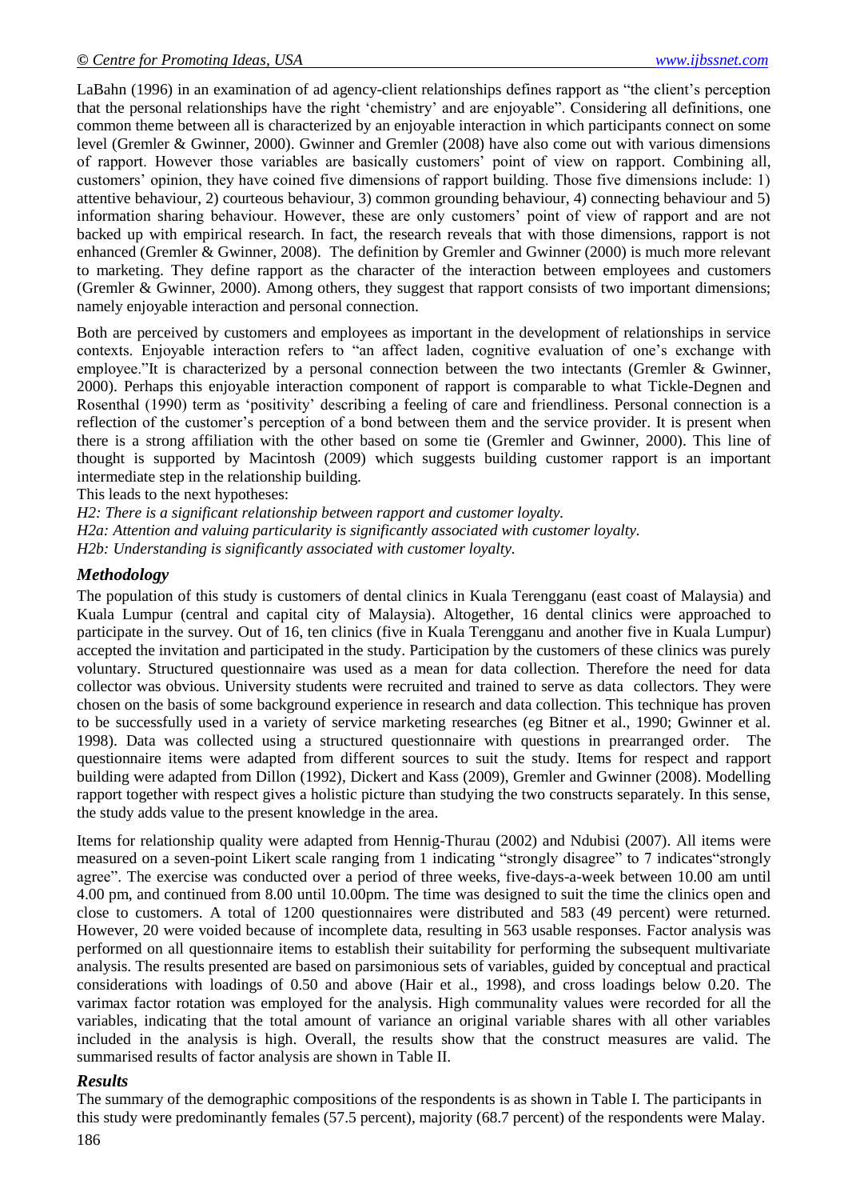LaBahn (1996) in an examination of ad agency-client relationships defines rapport as "the client's perception that the personal relationships have the right 'chemistry' and are enjoyable". Considering all definitions, one common theme between all is characterized by an enjoyable interaction in which participants connect on some level (Gremler & Gwinner, 2000). Gwinner and Gremler (2008) have also come out with various dimensions of rapport. However those variables are basically customers' point of view on rapport. Combining all, customers' opinion, they have coined five dimensions of rapport building. Those five dimensions include: 1) attentive behaviour, 2) courteous behaviour, 3) common grounding behaviour, 4) connecting behaviour and 5) information sharing behaviour. However, these are only customers' point of view of rapport and are not backed up with empirical research. In fact, the research reveals that with those dimensions, rapport is not enhanced (Gremler & Gwinner, 2008). The definition by Gremler and Gwinner (2000) is much more relevant to marketing. They define rapport as the character of the interaction between employees and customers (Gremler & Gwinner, 2000). Among others, they suggest that rapport consists of two important dimensions; namely enjoyable interaction and personal connection.

Both are perceived by customers and employees as important in the development of relationships in service contexts. Enjoyable interaction refers to "an affect laden, cognitive evaluation of one's exchange with employee."It is characterized by a personal connection between the two intectants (Gremler & Gwinner, 2000). Perhaps this enjoyable interaction component of rapport is comparable to what Tickle-Degnen and Rosenthal (1990) term as 'positivity' describing a feeling of care and friendliness. Personal connection is a reflection of the customer's perception of a bond between them and the service provider. It is present when there is a strong affiliation with the other based on some tie (Gremler and Gwinner, 2000). This line of thought is supported by Macintosh (2009) which suggests building customer rapport is an important intermediate step in the relationship building.

This leads to the next hypotheses:

*H2: There is a significant relationship between rapport and customer loyalty.*

*H2a: Attention and valuing particularity is significantly associated with customer loyalty.*

*H2b: Understanding is significantly associated with customer loyalty.*

### *Methodology*

The population of this study is customers of dental clinics in Kuala Terengganu (east coast of Malaysia) and Kuala Lumpur (central and capital city of Malaysia). Altogether, 16 dental clinics were approached to participate in the survey. Out of 16, ten clinics (five in Kuala Terengganu and another five in Kuala Lumpur) accepted the invitation and participated in the study. Participation by the customers of these clinics was purely voluntary. Structured questionnaire was used as a mean for data collection. Therefore the need for data collector was obvious. University students were recruited and trained to serve as data collectors. They were chosen on the basis of some background experience in research and data collection. This technique has proven to be successfully used in a variety of service marketing researches (eg Bitner et al., 1990; Gwinner et al. 1998). Data was collected using a structured questionnaire with questions in prearranged order. The questionnaire items were adapted from different sources to suit the study. Items for respect and rapport building were adapted from Dillon (1992), Dickert and Kass (2009), Gremler and Gwinner (2008). Modelling rapport together with respect gives a holistic picture than studying the two constructs separately. In this sense, the study adds value to the present knowledge in the area.

Items for relationship quality were adapted from Hennig-Thurau (2002) and Ndubisi (2007). All items were measured on a seven-point Likert scale ranging from 1 indicating "strongly disagree" to 7 indicates"strongly agree". The exercise was conducted over a period of three weeks, five-days-a-week between 10.00 am until 4.00 pm, and continued from 8.00 until 10.00pm. The time was designed to suit the time the clinics open and close to customers. A total of 1200 questionnaires were distributed and 583 (49 percent) were returned. However, 20 were voided because of incomplete data, resulting in 563 usable responses. Factor analysis was performed on all questionnaire items to establish their suitability for performing the subsequent multivariate analysis. The results presented are based on parsimonious sets of variables, guided by conceptual and practical considerations with loadings of 0.50 and above (Hair et al., 1998), and cross loadings below 0.20. The varimax factor rotation was employed for the analysis. High communality values were recorded for all the variables, indicating that the total amount of variance an original variable shares with all other variables included in the analysis is high. Overall, the results show that the construct measures are valid. The summarised results of factor analysis are shown in Table II.

### *Results*

The summary of the demographic compositions of the respondents is as shown in Table I. The participants in this study were predominantly females (57.5 percent), majority (68.7 percent) of the respondents were Malay.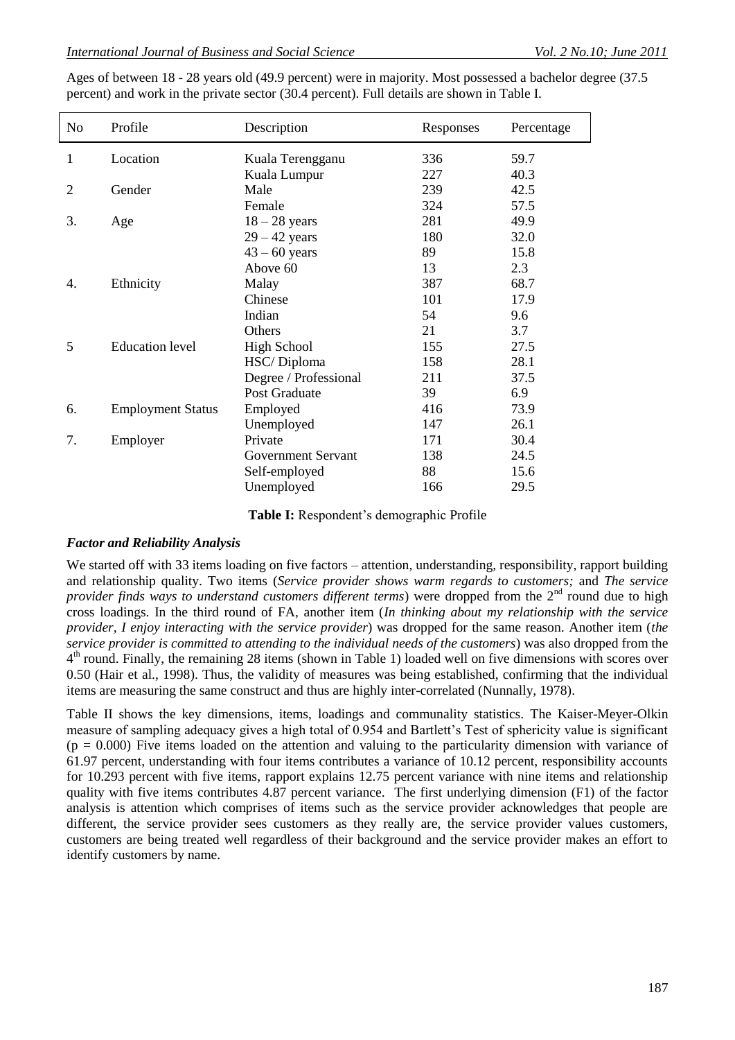Ages of between 18 - 28 years old (49.9 percent) were in majority. Most possessed a bachelor degree (37.5 percent) and work in the private sector (30.4 percent). Full details are shown in Table I.

| No | Profile | Description | Responses | Percentage |
|---|---|---|---|---|
| 1 | Location | Kuala Terengganu | 336 | 59.7 |
| | | Kuala Lumpur | 227 | 40.3 |
| 2 | Gender | Male | 239 | 42.5 |
| | | Female | 324 | 57.5 |
| 3. | Age | 18 – 28 years | 281 | 49.9 |
| | | 29 – 42 years | 180 | 32.0 |
| | | 43 – 60 years | 89 | 15.8 |
| | | Above 60 | 13 | 2.3 |
| 4. | Ethnicity | Malay | 387 | 68.7 |
| | | Chinese | 101 | 17.9 |
| | | Indian | 54 | 9.6 |
| | | Others | 21 | 3.7 |
| 5 | Education level | High School | 155 | 27.5 |
| | | HSC/ Diploma | 158 | 28.1 |
| | | Degree / Professional | 211 | 37.5 |
| | | Post Graduate | 39 | 6.9 |
| 6. | Employment Status | Employed | 416 | 73.9 |
| | | Unemployed | 147 | 26.1 |
| 7. | Employer | Private | 171 | 30.4 |
| | | Government Servant | 138 | 24.5 |
| | | Self-employed | 88 | 15.6 |
| | | Unemployed | 166 | 29.5 |

**Table I:** Respondent's demographic Profile

### *Factor and Reliability Analysis*

We started off with 33 items loading on five factors – attention, understanding, responsibility, rapport building and relationship quality. Two items (*Service provider shows warm regards to customers;* and *The service provider finds ways to understand customers different terms*) were dropped from the 2nd round due to high cross loadings. In the third round of FA, another item (*In thinking about my relationship with the service provider, I enjoy interacting with the service provider*) was dropped for the same reason. Another item (*the service provider is committed to attending to the individual needs of the customers*) was also dropped from the 4th round. Finally, the remaining 28 items (shown in Table 1) loaded well on five dimensions with scores over 0.50 (Hair et al., 1998). Thus, the validity of measures was being established, confirming that the individual items are measuring the same construct and thus are highly inter-correlated (Nunnally, 1978).

Table II shows the key dimensions, items, loadings and communality statistics. The Kaiser-Meyer-Olkin measure of sampling adequacy gives a high total of 0.954 and Bartlett's Test of sphericity value is significant ($p = 0.000$) Five items loaded on the attention and valuing to the particularity dimension with variance of 61.97 percent, understanding with four items contributes a variance of 10.12 percent, responsibility accounts for 10.293 percent with five items, rapport explains 12.75 percent variance with nine items and relationship quality with five items contributes 4.87 percent variance. The first underlying dimension (F1) of the factor analysis is attention which comprises of items such as the service provider acknowledges that people are different, the service provider sees customers as they really are, the service provider values customers, customers are being treated well regardless of their background and the service provider makes an effort to identify customers by name.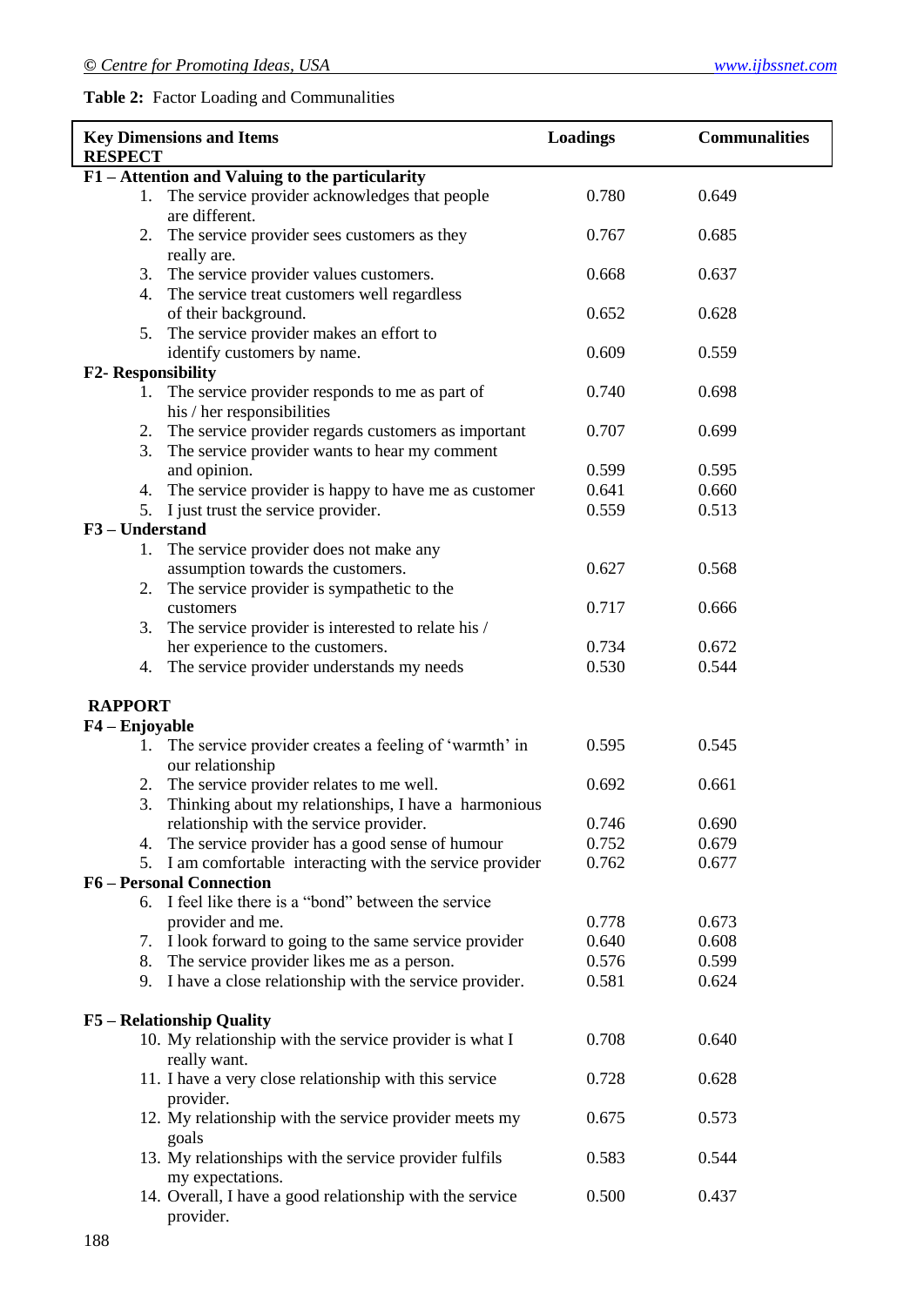**Table 2:** Factor Loading and Communalities

| Key Dimensions and Items | Loadings | Communalities |
|---|---|---|
| **RESPECT** | | |
| **F1 – Attention and Valuing to the particularity** | | |
| 1. The service provider acknowledges that people are different. | 0.780 | 0.649 |
| 2. The service provider sees customers as they really are. | 0.767 | 0.685 |
| 3. The service provider values customers. | 0.668 | 0.637 |
| 4. The service treat customers well regardless of their background. | 0.652 | 0.628 |
| 5. The service provider makes an effort to identify customers by name. | 0.609 | 0.559 |
| **F2- Responsibility** | | |
| 1. The service provider responds to me as part of his / her responsibilities | 0.740 | 0.698 |
| 2. The service provider regards customers as important | 0.707 | 0.699 |
| 3. The service provider wants to hear my comment and opinion. | 0.599 | 0.595 |
| 4. The service provider is happy to have me as customer | 0.641 | 0.660 |
| 5. I just trust the service provider. | 0.559 | 0.513 |
| **F3 – Understand** | | |
| 1. The service provider does not make any assumption towards the customers. | 0.627 | 0.568 |
| 2. The service provider is sympathetic to the customers | 0.717 | 0.666 |
| 3. The service provider is interested to relate his / her experience to the customers. | 0.734 | 0.672 |
| 4. The service provider understands my needs | 0.530 | 0.544 |
| **RAPPORT** | | |
| **F4 – Enjoyable** | | |
| 1. The service provider creates a feeling of 'warmth' in our relationship | 0.595 | 0.545 |
| 2. The service provider relates to me well. | 0.692 | 0.661 |
| 3. Thinking about my relationships, I have a harmonious relationship with the service provider. | 0.746 | 0.690 |
| 4. The service provider has a good sense of humour | 0.752 | 0.679 |
| 5. I am comfortable interacting with the service provider | 0.762 | 0.677 |
| **F6 – Personal Connection** | | |
| 6. I feel like there is a "bond" between the service provider and me. | 0.778 | 0.673 |
| 7. I look forward to going to the same service provider | 0.640 | 0.608 |
| 8. The service provider likes me as a person. | 0.576 | 0.599 |
| 9. I have a close relationship with the service provider. | 0.581 | 0.624 |
| **F5 – Relationship Quality** | | |
| 10. My relationship with the service provider is what I really want. | 0.708 | 0.640 |
| 11. I have a very close relationship with this service provider. | 0.728 | 0.628 |
| 12. My relationship with the service provider meets my goals | 0.675 | 0.573 |
| 13. My relationships with the service provider fulfils my expectations. | 0.583 | 0.544 |
| 14. Overall, I have a good relationship with the service provider. | 0.500 | 0.437 |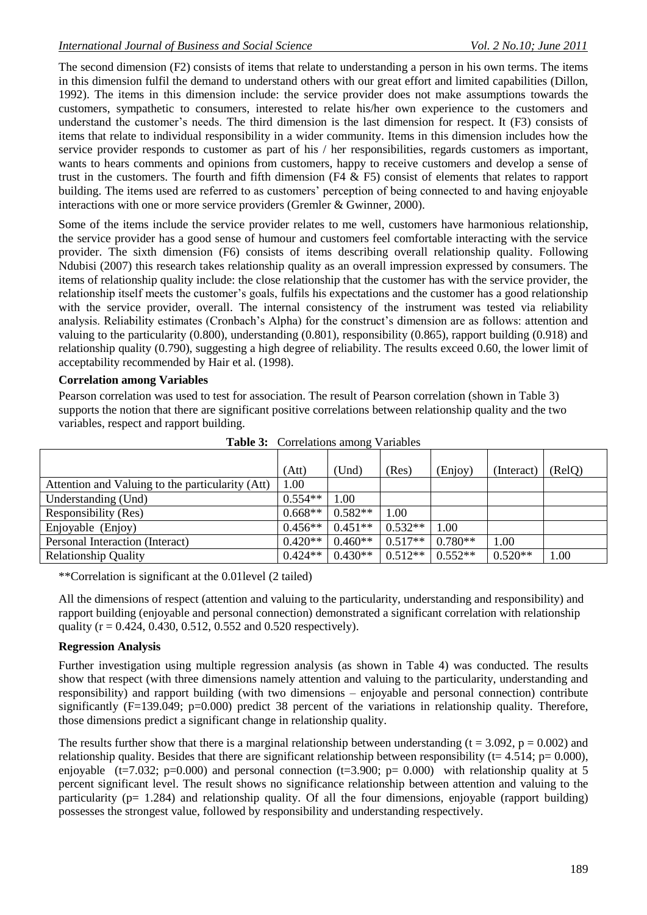The second dimension (F2) consists of items that relate to understanding a person in his own terms. The items in this dimension fulfil the demand to understand others with our great effort and limited capabilities (Dillon, 1992). The items in this dimension include: the service provider does not make assumptions towards the customers, sympathetic to consumers, interested to relate his/her own experience to the customers and understand the customer's needs. The third dimension is the last dimension for respect. It (F3) consists of items that relate to individual responsibility in a wider community. Items in this dimension includes how the service provider responds to customer as part of his / her responsibilities, regards customers as important, wants to hears comments and opinions from customers, happy to receive customers and develop a sense of trust in the customers. The fourth and fifth dimension (F4 & F5) consist of elements that relates to rapport building. The items used are referred to as customers' perception of being connected to and having enjoyable interactions with one or more service providers (Gremler & Gwinner, 2000).

Some of the items include the service provider relates to me well, customers have harmonious relationship, the service provider has a good sense of humour and customers feel comfortable interacting with the service provider. The sixth dimension (F6) consists of items describing overall relationship quality. Following Ndubisi (2007) this research takes relationship quality as an overall impression expressed by consumers. The items of relationship quality include: the close relationship that the customer has with the service provider, the relationship itself meets the customer's goals, fulfils his expectations and the customer has a good relationship with the service provider, overall. The internal consistency of the instrument was tested via reliability analysis. Reliability estimates (Cronbach's Alpha) for the construct's dimension are as follows: attention and valuing to the particularity (0.800), understanding (0.801), responsibility (0.865), rapport building (0.918) and relationship quality (0.790), suggesting a high degree of reliability. The results exceed 0.60, the lower limit of acceptability recommended by Hair et al. (1998).

**Correlation among Variables**

Pearson correlation was used to test for association. The result of Pearson correlation (shown in Table 3) supports the notion that there are significant positive correlations between relationship quality and the two variables, respect and rapport building.

**Table 3:** Correlations among Variables

| | (Att) | (Und) | (Res) | (Enjoy) | (Interact) | (RelQ) |
|---|---|---|---|---|---|---|
| Attention and Valuing to the particularity (Att) | 1.00 | | | | | |
| Understanding (Und) | 0.554** | 1.00 | | | | |
| Responsibility (Res) | 0.668** | 0.582** | 1.00 | | | |
| Enjoyable (Enjoy) | 0.456** | 0.451** | 0.532** | 1.00 | | |
| Personal Interaction (Interact) | 0.420** | 0.460** | 0.517** | 0.780** | 1.00 | |
| Relationship Quality | 0.424** | 0.430** | 0.512** | 0.552** | 0.520** | 1.00 |

**Correlation is significant at the 0.01level (2 tailed)

All the dimensions of respect (attention and valuing to the particularity, understanding and responsibility) and rapport building (enjoyable and personal connection) demonstrated a significant correlation with relationship quality ($r = 0.424$, 0.430, 0.512, 0.552 and 0.520 respectively).

**Regression Analysis**

Further investigation using multiple regression analysis (as shown in Table 4) was conducted. The results show that respect (with three dimensions namely attention and valuing to the particularity, understanding and responsibility) and rapport building (with two dimensions – enjoyable and personal connection) contribute significantly ($F=139.049$; $p=0.000$) predict 38 percent of the variations in relationship quality. Therefore, those dimensions predict a significant change in relationship quality.

The results further show that there is a marginal relationship between understanding ($t = 3.092$, $p = 0.002$) and relationship quality. Besides that there are significant relationship between responsibility ($t= 4.514$; $p= 0.000$), enjoyable ($t=7.032$; $p=0.000$) and personal connection ($t=3.900$; $p= 0.000$) with relationship quality at 5 percent significant level. The result shows no significance relationship between attention and valuing to the particularity ($p= 1.284$) and relationship quality. Of all the four dimensions, enjoyable (rapport building) possesses the strongest value, followed by responsibility and understanding respectively.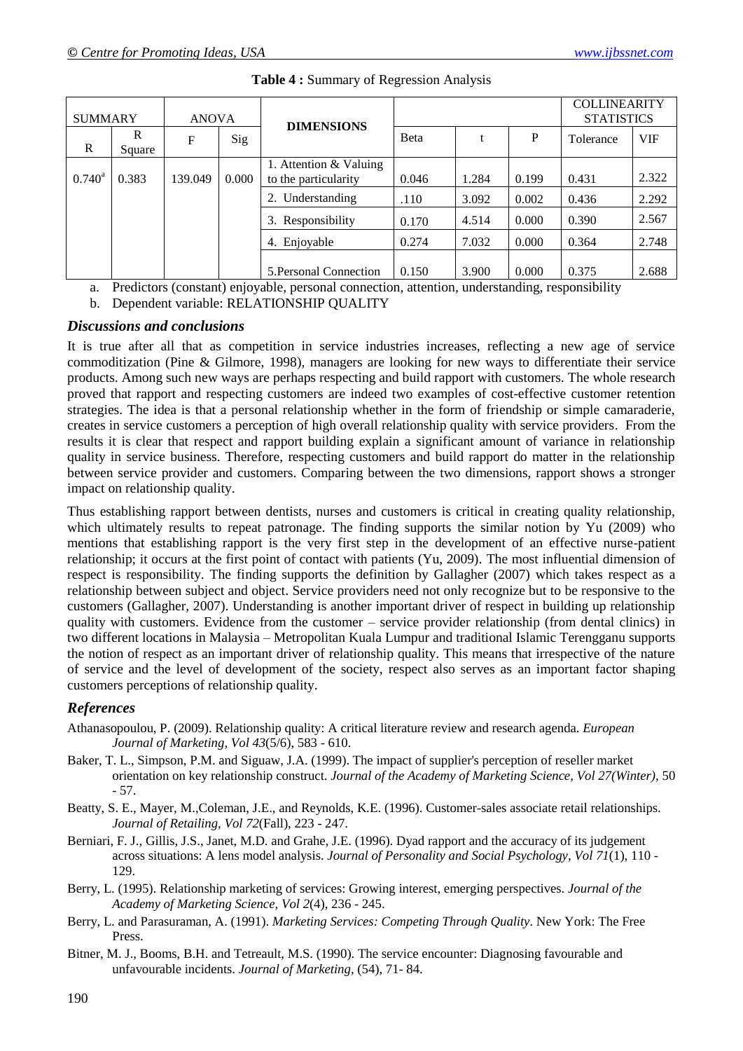**Table 4 :** Summary of Regression Analysis

| SUMMARY | | ANOVA | | DIMENSIONS | | | | COLLINEARITY STATISTICS | |
|---|---|---|---|---|---|---|---|---|---|
| R | R Square | F | Sig | | Beta | t | P | Tolerance | VIF |
| 0.740[a] | 0.383 | 139.049 | 0.000 | 1. Attention & Valuing to the particularity | 0.046 | 1.284 | 0.199 | 0.431 | 2.322 |
| | | | | 2. Understanding | .110 | 3.092 | 0.002 | 0.436 | 2.292 |
| | | | | 3. Responsibility | 0.170 | 4.514 | 0.000 | 0.390 | 2.567 |
| | | | | 4. Enjoyable | 0.274 | 7.032 | 0.000 | 0.364 | 2.748 |
| | | | | 5.Personal Connection | 0.150 | 3.900 | 0.000 | 0.375 | 2.688 |

a. Predictors (constant) enjoyable, personal connection, attention, understanding, responsibility

b. Dependent variable: RELATIONSHIP QUALITY

### *Discussions and conclusions*

It is true after all that as competition in service industries increases, reflecting a new age of service commoditization (Pine & Gilmore, 1998), managers are looking for new ways to differentiate their service products. Among such new ways are perhaps respecting and build rapport with customers. The whole research proved that rapport and respecting customers are indeed two examples of cost-effective customer retention strategies. The idea is that a personal relationship whether in the form of friendship or simple camaraderie, creates in service customers a perception of high overall relationship quality with service providers. From the results it is clear that respect and rapport building explain a significant amount of variance in relationship quality in service business. Therefore, respecting customers and build rapport do matter in the relationship between service provider and customers. Comparing between the two dimensions, rapport shows a stronger impact on relationship quality.

Thus establishing rapport between dentists, nurses and customers is critical in creating quality relationship, which ultimately results to repeat patronage. The finding supports the similar notion by Yu (2009) who mentions that establishing rapport is the very first step in the development of an effective nurse-patient relationship; it occurs at the first point of contact with patients (Yu, 2009). The most influential dimension of respect is responsibility. The finding supports the definition by Gallagher (2007) which takes respect as a relationship between subject and object. Service providers need not only recognize but to be responsive to the customers (Gallagher, 2007). Understanding is another important driver of respect in building up relationship quality with customers. Evidence from the customer – service provider relationship (from dental clinics) in two different locations in Malaysia – Metropolitan Kuala Lumpur and traditional Islamic Terengganu supports the notion of respect as an important driver of relationship quality. This means that irrespective of the nature of service and the level of development of the society, respect also serves as an important factor shaping customers perceptions of relationship quality.

### *References*

Athanasopoulou, P. (2009). Relationship quality: A critical literature review and research agenda. *European Journal of Marketing, Vol 43*(5/6), 583 - 610.

Baker, T. L., Simpson, P.M. and Siguaw, J.A. (1999). The impact of supplier's perception of reseller market orientation on key relationship construct. *Journal of the Academy of Marketing Science, Vol 27(Winter)*, 50 - 57.

Beatty, S. E., Mayer, M.,Coleman, J.E., and Reynolds, K.E. (1996). Customer-sales associate retail relationships. *Journal of Retailing, Vol 72*(Fall), 223 - 247.

Berniari, F. J., Gillis, J.S., Janet, M.D. and Grahe, J.E. (1996). Dyad rapport and the accuracy of its judgement across situations: A lens model analysis. *Journal of Personality and Social Psychology, Vol 71*(1), 110 - 129.

Berry, L. (1995). Relationship marketing of services: Growing interest, emerging perspectives. *Journal of the Academy of Marketing Science, Vol 2*(4), 236 - 245.

Berry, L. and Parasuraman, A. (1991). *Marketing Services: Competing Through Quality*. New York: The Free Press.

Bitner, M. J., Booms, B.H. and Tetreault, M.S. (1990). The service encounter: Diagnosing favourable and unfavourable incidents. *Journal of Marketing*, (54), 71- 84.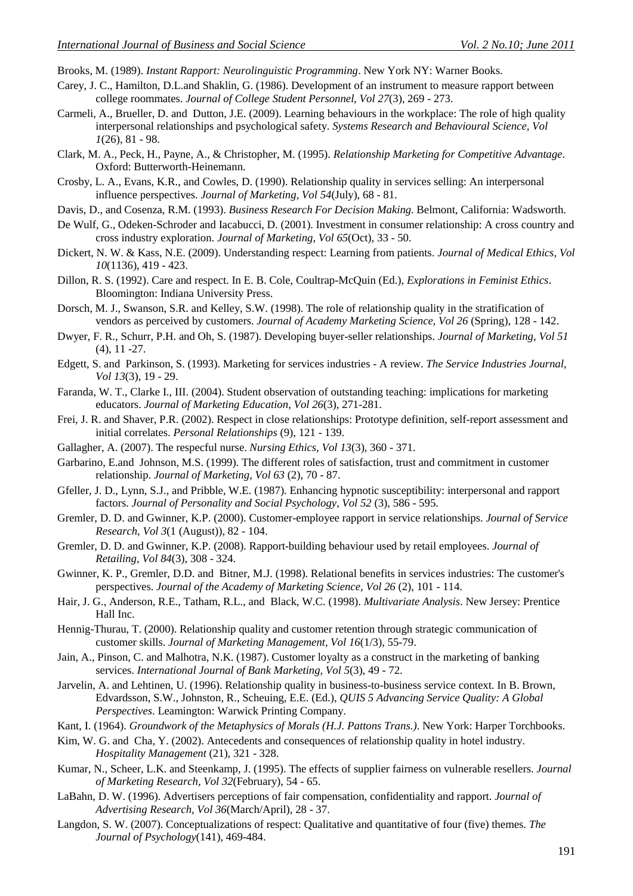Brooks, M. (1989). *Instant Rapport: Neurolinguistic Programming*. New York NY: Warner Books.

Carey, J. C., Hamilton, D.L.and Shaklin, G. (1986). Development of an instrument to measure rapport between college roommates. *Journal of College Student Personnel, Vol 27*(3), 269 - 273.

Carmeli, A., Brueller, D. and Dutton, J.E. (2009). Learning behaviours in the workplace: The role of high quality interpersonal relationships and psychological safety. *Systems Research and Behavioural Science, Vol 1*(26), 81 - 98.

Clark, M. A., Peck, H., Payne, A., & Christopher, M. (1995). *Relationship Marketing for Competitive Advantage*. Oxford: Butterworth-Heinemann.

Crosby, L. A., Evans, K.R., and Cowles, D. (1990). Relationship quality in services selling: An interpersonal influence perspectives. *Journal of Marketing, Vol 54*(July), 68 - 81.

Davis, D., and Cosenza, R.M. (1993). *Business Research For Decision Making*. Belmont, California: Wadsworth.

De Wulf, G., Odeken-Schroder and Iacabucci, D. (2001). Investment in consumer relationship: A cross country and cross industry exploration. *Journal of Marketing, Vol 65*(Oct), 33 - 50.

Dickert, N. W. & Kass, N.E. (2009). Understanding respect: Learning from patients. *Journal of Medical Ethics, Vol 10*(1136), 419 - 423.

Dillon, R. S. (1992). Care and respect. In E. B. Cole, Coultrap-McQuin (Ed.), *Explorations in Feminist Ethics*. Bloomington: Indiana University Press.

Dorsch, M. J., Swanson, S.R. and Kelley, S.W. (1998). The role of relationship quality in the stratification of vendors as perceived by customers. *Journal of Academy Marketing Science, Vol 26* (Spring), 128 - 142.

Dwyer, F. R., Schurr, P.H. and Oh, S. (1987). Developing buyer-seller relationships. *Journal of Marketing, Vol 51* (4), 11 -27.

Edgett, S. and Parkinson, S. (1993). Marketing for services industries - A review. *The Service Industries Journal, Vol 13*(3), 19 - 29.

Faranda, W. T., Clarke I., III. (2004). Student observation of outstanding teaching: implications for marketing educators. *Journal of Marketing Education, Vol 26*(3), 271-281.

Frei, J. R. and Shaver, P.R. (2002). Respect in close relationships: Prototype definition, self-report assessment and initial correlates. *Personal Relationships* (9), 121 - 139.

Gallagher, A. (2007). The respecful nurse. *Nursing Ethics, Vol 13*(3), 360 - 371.

Garbarino, E.and Johnson, M.S. (1999). The different roles of satisfaction, trust and commitment in customer relationship. *Journal of Marketing, Vol 63* (2), 70 - 87.

Gfeller, J. D., Lynn, S.J., and Pribble, W.E. (1987). Enhancing hypnotic susceptibility: interpersonal and rapport factors. *Journal of Personality and Social Psychology, Vol 52* (3), 586 - 595.

Gremler, D. D. and Gwinner, K.P. (2000). Customer-employee rapport in service relationships. *Journal of Service Research, Vol 3*(1 (August)), 82 - 104.

Gremler, D. D. and Gwinner, K.P. (2008). Rapport-building behaviour used by retail employees. *Journal of Retailing, Vol 84*(3), 308 - 324.

Gwinner, K. P., Gremler, D.D. and Bitner, M.J. (1998). Relational benefits in services industries: The customer's perspectives. *Journal of the Academy of Marketing Science, Vol 26* (2), 101 - 114.

Hair, J. G., Anderson, R.E., Tatham, R.L., and Black, W.C. (1998). *Multivariate Analysis*. New Jersey: Prentice Hall Inc.

Hennig-Thurau, T. (2000). Relationship quality and customer retention through strategic communication of customer skills. *Journal of Marketing Management, Vol 16*(1/3), 55-79.

Jain, A., Pinson, C. and Malhotra, N.K. (1987). Customer loyalty as a construct in the marketing of banking services. *International Journal of Bank Marketing, Vol 5*(3), 49 - 72.

Jarvelin, A. and Lehtinen, U. (1996). Relationship quality in business-to-business service context. In B. Brown, Edvardsson, S.W., Johnston, R., Scheuing, E.E. (Ed.), *QUIS 5 Advancing Service Quality: A Global Perspectives*. Leamington: Warwick Printing Company.

Kant, I. (1964). *Groundwork of the Metaphysics of Morals (H.J. Pattons Trans.)*. New York: Harper Torchbooks.

Kim, W. G. and Cha, Y. (2002). Antecedents and consequences of relationship quality in hotel industry. *Hospitality Management* (21), 321 - 328.

Kumar, N., Scheer, L.K. and Steenkamp, J. (1995). The effects of supplier fairness on vulnerable resellers. *Journal of Marketing Research, Vol 32*(February), 54 - 65.

LaBahn, D. W. (1996). Advertisers perceptions of fair compensation, confidentiality and rapport. *Journal of Advertising Research, Vol 36*(March/April), 28 - 37.

Langdon, S. W. (2007). Conceptualizations of respect: Qualitative and quantitative of four (five) themes. *The Journal of Psychology*(141), 469-484.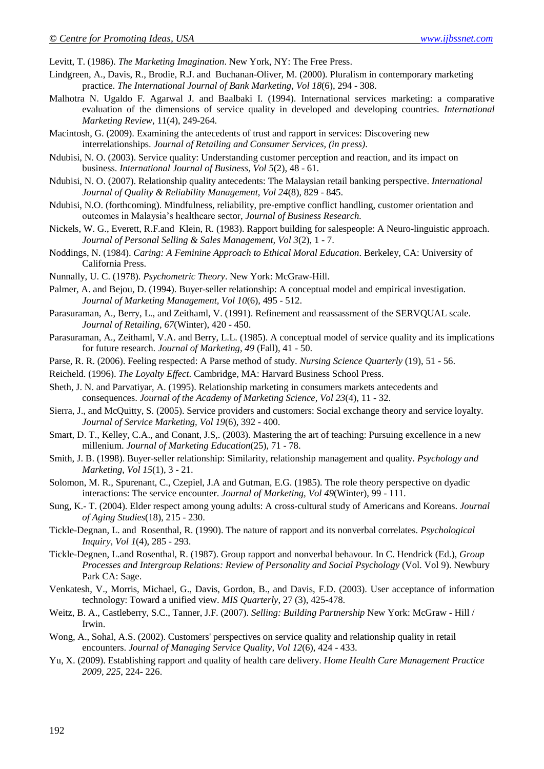Levitt, T. (1986). *The Marketing Imagination*. New York, NY: The Free Press.

Lindgreen, A., Davis, R., Brodie, R.J. and Buchanan-Oliver, M. (2000). Pluralism in contemporary marketing practice. *The International Journal of Bank Marketing, Vol 18*(6), 294 - 308.

Malhotra N. Ugaldo F. Agarwal J. and Baalbaki I. (1994). International services marketing: a comparative evaluation of the dimensions of service quality in developed and developing countries. *International Marketing Review*, 11(4), 249-264.

Macintosh, G. (2009). Examining the antecedents of trust and rapport in services: Discovering new interrelationships. *Journal of Retailing and Consumer Services, (in press)*.

Ndubisi, N. O. (2003). Service quality: Understanding customer perception and reaction, and its impact on business. *International Journal of Business, Vol 5*(2), 48 - 61.

Ndubisi, N. O. (2007). Relationship quality antecedents: The Malaysian retail banking perspective. *International Journal of Quality & Reliability Management, Vol 24*(8), 829 - 845.

Ndubisi, N.O. (forthcoming). Mindfulness, reliability, pre-emptive conflict handling, customer orientation and outcomes in Malaysia's healthcare sector, *Journal of Business Research.*

Nickels, W. G., Everett, R.F.and Klein, R. (1983). Rapport building for salespeople: A Neuro-linguistic approach. *Journal of Personal Selling & Sales Management, Vol 3*(2), 1 - 7.

Noddings, N. (1984). *Caring: A Feminine Approach to Ethical Moral Education*. Berkeley, CA: University of California Press.

Nunnally, U. C. (1978). *Psychometric Theory*. New York: McGraw-Hill.

Palmer, A. and Bejou, D. (1994). Buyer-seller relationship: A conceptual model and empirical investigation. *Journal of Marketing Management, Vol 10*(6), 495 - 512.

Parasuraman, A., Berry, L., and Zeithaml, V. (1991). Refinement and reassessment of the SERVQUAL scale. *Journal of Retailing, 67*(Winter), 420 - 450.

Parasuraman, A., Zeithaml, V.A. and Berry, L.L. (1985). A conceptual model of service quality and its implications for future research. *Journal of Marketing, 49* (Fall), 41 - 50.

Parse, R. R. (2006). Feeling respected: A Parse method of study. *Nursing Science Quarterly* (19), 51 - 56.

Reicheld. (1996). *The Loyalty Effect*. Cambridge, MA: Harvard Business School Press.

Sheth, J. N. and Parvatiyar, A. (1995). Relationship marketing in consumers markets antecedents and consequences. *Journal of the Academy of Marketing Science, Vol 23*(4), 11 - 32.

Sierra, J., and McQuitty, S. (2005). Service providers and customers: Social exchange theory and service loyalty. *Journal of Service Marketing, Vol 19*(6), 392 - 400.

Smart, D. T., Kelley, C.A., and Conant, J.S,. (2003). Mastering the art of teaching: Pursuing excellence in a new millenium. *Journal of Marketing Education*(25), 71 - 78.

Smith, J. B. (1998). Buyer-seller relationship: Similarity, relationship management and quality. *Psychology and Marketing, Vol 15*(1), 3 - 21.

Solomon, M. R., Spurenant, C., Czepiel, J.A and Gutman, E.G. (1985). The role theory perspective on dyadic interactions: The service encounter. *Journal of Marketing, Vol 49*(Winter), 99 - 111.

Sung, K.- T. (2004). Elder respect among young adults: A cross-cultural study of Americans and Koreans. *Journal of Aging Studies*(18), 215 - 230.

Tickle-Degnan, L. and Rosenthal, R. (1990). The nature of rapport and its nonverbal correlates. *Psychological Inquiry, Vol 1*(4), 285 - 293.

Tickle-Degnen, L.and Rosenthal, R. (1987). Group rapport and nonverbal behavour. In C. Hendrick (Ed.), *Group Processes and Intergroup Relations: Review of Personality and Social Psychology* (Vol. Vol 9). Newbury Park CA: Sage.

Venkatesh, V., Morris, Michael, G., Davis, Gordon, B., and Davis, F.D. (2003). User acceptance of information technology: Toward a unified view. *MIS Quarterly*, 27 (3), 425-478.

Weitz, B. A., Castleberry, S.C., Tanner, J.F. (2007). *Selling: Building Partnership* New York: McGraw - Hill / Irwin.

Wong, A., Sohal, A.S. (2002). Customers' perspectives on service quality and relationship quality in retail encounters. *Journal of Managing Service Quality, Vol 12*(6), 424 - 433.

Yu, X. (2009). Establishing rapport and quality of health care delivery. *Home Health Care Management Practice 2009, 225*, 224- 226.